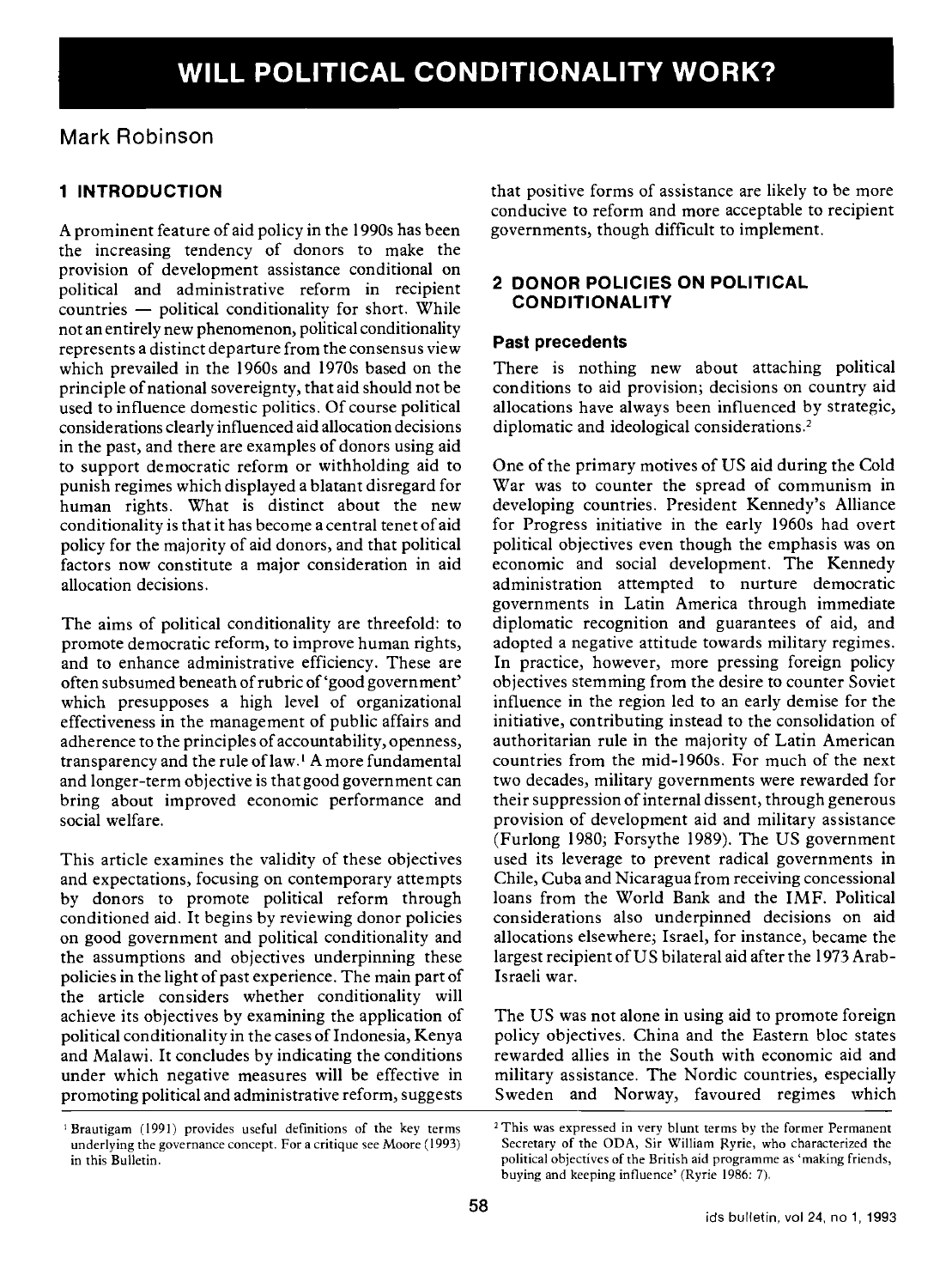# WILL POLITICAL CONDITIONALITY WORK?

Mark Robinson

## 1 INTRODUCTION

A prominent feature of aid policy in the 1990s has been the increasing tendency of donors to make the provision of development assistance conditional on political and administrative reform in recipient countries — political conditionality for short. While not an entirely new phenomenon, political conditionality represents a distinct departure from the consensus view which prevailed in the 1960s and 1970s based on the principle of national sovereignty, that aid should not be used to influence domestic politics. Of course political considerations clearly influenced aid allocation decisions in the past, and there are examples of donors using aid to support democratic reform or withholding aid to punish regimes which displayed a blatant disregard for human rights. What is distinct about the new conditionality is that it has become a central tenet of aid policy for the majority of aid donors, and that political factors now constitute a major consideration in aid allocation decisions.

The aims of political conditionality are threefold: to promote democratic reform, to improve human rights, and to enhance administrative efficiency. These are often subsumed beneath of rubric of 'good government' which presupposes a high level of organizational effectiveness in the management of public affairs and adherence to the principles of accountability, openness, transparency and the rule of law.[1] A more fundamental and longer-term objective is that good government can bring about improved economic performance and social welfare.

This article examines the validity of these objectives and expectations, focusing on contemporary attempts by donors to promote political reform through conditioned aid. It begins by reviewing donor policies on good government and political conditionality and the assumptions and objectives underpinning these policies in the light of past experience. The main part of the article considers whether conditionality will achieve its objectives by examining the application of political conditionality in the cases of Indonesia, Kenya and Malawi. It concludes by indicating the conditions under which negative measures will be effective in promoting political and administrative reform, suggests that positive forms of assistance are likely to be more conducive to reform and more acceptable to recipient governments, though difficult to implement.

## 2 DONOR POLICIES ON POLITICAL CONDITIONALITY

### Past precedents

There is nothing new about attaching political conditions to aid provision; decisions on country aid allocations have always been influenced by strategic, diplomatic and ideological considerations.[2]

One of the primary motives of US aid during the Cold War was to counter the spread of communism in developing countries. President Kennedy's Alliance for Progress initiative in the early 1960s had overt political objectives even though the emphasis was on economic and social development. The Kennedy administration attempted to nurture democratic governments in Latin America through immediate diplomatic recognition and guarantees of aid, and adopted a negative attitude towards military regimes. In practice, however, more pressing foreign policy objectives stemming from the desire to counter Soviet influence in the region led to an early demise for the initiative, contributing instead to the consolidation of authoritarian rule in the majority of Latin American countries from the mid-1960s. For much of the next two decades, military governments were rewarded for their suppression of internal dissent, through generous provision of development aid and military assistance (Furlong 1980; Forsythe 1989). The US government used its leverage to prevent radical governments in Chile, Cuba and Nicaragua from receiving concessional loans from the World Bank and the IMF. Political considerations also underpinned decisions on aid allocations elsewhere; Israel, for instance, became the largest recipient of US bilateral aid after the 1973 Arab-Israeli war.

The US was not alone in using aid to promote foreign policy objectives. China and the Eastern bloc states rewarded allies in the South with economic aid and military assistance. The Nordic countries, especially Sweden and Norway, favoured regimes which

[1] Brautigam (1991) provides useful definitions of the key terms underlying the governance concept. For a critique see Moore (1993) in this Bulletin.

[2] This was expressed in very blunt terms by the former Permanent Secretary of the ODA, Sir William Ryrie, who characterized the political objectives of the British aid programme as 'making friends, buying and keeping influence' (Ryrie 1986: 7).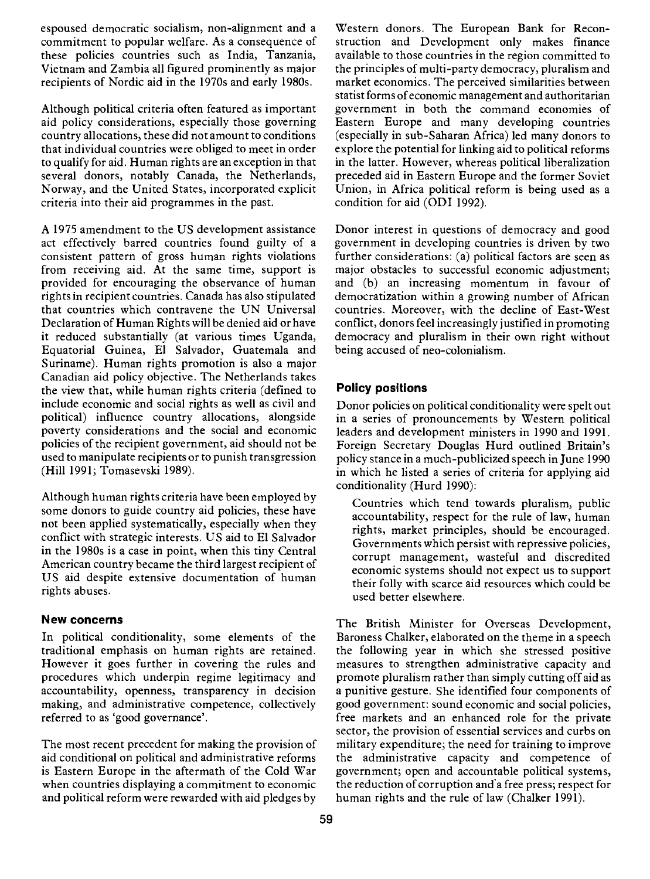espoused democratic socialism, non-alignment and a commitment to popular welfare. As a consequence of these policies countries such as India, Tanzania, Vietnam and Zambia all figured prominently as major recipients of Nordic aid in the 1970s and early 1980s.

Although political criteria often featured as important aid policy considerations, especially those governing country allocations, these did not amount to conditions that individual countries were obliged to meet in order to qualify for aid. Human rights are an exception in that several donors, notably Canada, the Netherlands, Norway, and the United States, incorporated explicit criteria into their aid programmes in the past.

A 1975 amendment to the US development assistance act effectively barred countries found guilty of a consistent pattern of gross human rights violations from receiving aid. At the same time, support is provided for encouraging the observance of human rights in recipient countries. Canada has also stipulated that countries which contravene the UN Universal Declaration of Human Rights will be denied aid or have it reduced substantially (at various times Uganda, Equatorial Guinea, El Salvador, Guatemala and Suriname). Human rights promotion is also a major Canadian aid policy objective. The Netherlands takes the view that, while human rights criteria (defined to include economic and social rights as well as civil and political) influence country allocations, alongside poverty considerations and the social and economic policies of the recipient government, aid should not be used to manipulate recipients or to punish transgression (Hill 1991; Tomasevski 1989).

Although human rights criteria have been employed by some donors to guide country aid policies, these have not been applied systematically, especially when they conflict with strategic interests. US aid to El Salvador in the 1980s is a case in point, when this tiny Central American country became the third largest recipient of US aid despite extensive documentation of human rights abuses.

## New concerns

In political conditionality, some elements of the traditional emphasis on human rights are retained. However it goes further in covering the rules and procedures which underpin regime legitimacy and accountability, openness, transparency in decision making, and administrative competence, collectively referred to as 'good governance'.

The most recent precedent for making the provision of aid conditional on political and administrative reforms is Eastern Europe in the aftermath of the Cold War when countries displaying a commitment to economic and political reform were rewarded with aid pledges by Western donors. The European Bank for Reconstruction and Development only makes finance available to those countries in the region committed to the principles of multi-party democracy, pluralism and market economics. The perceived similarities between statist forms of economic management and authoritarian government in both the command economies of Eastern Europe and many developing countries (especially in sub-Saharan Africa) led many donors to explore the potential for linking aid to political reforms in the latter. However, whereas political liberalization preceded aid in Eastern Europe and the former Soviet Union, in Africa political reform is being used as a condition for aid (ODI 1992).

Donor interest in questions of democracy and good government in developing countries is driven by two further considerations: (a) political factors are seen as major obstacles to successful economic adjustment; and (b) an increasing momentum in favour of democratization within a growing number of African countries. Moreover, with the decline of East-West conflict, donors feel increasingly justified in promoting democracy and pluralism in their own right without being accused of neo-colonialism.

## Policy positions

Donor policies on political conditionality were spelt out in a series of pronouncements by Western political leaders and development ministers in 1990 and 1991. Foreign Secretary Douglas Hurd outlined Britain's policy stance in a much-publicized speech in June 1990 in which he listed a series of criteria for applying aid conditionality (Hurd 1990):

> Countries which tend towards pluralism, public accountability, respect for the rule of law, human rights, market principles, should be encouraged. Governments which persist with repressive policies, corrupt management, wasteful and discredited economic systems should not expect us to support their folly with scarce aid resources which could be used better elsewhere.

The British Minister for Overseas Development, Baroness Chalker, elaborated on the theme in a speech the following year in which she stressed positive measures to strengthen administrative capacity and promote pluralism rather than simply cutting off aid as a punitive gesture. She identified four components of good government: sound economic and social policies, free markets and an enhanced role for the private sector, the provision of essential services and curbs on military expenditure; the need for training to improve the administrative capacity and competence of government; open and accountable political systems, the reduction of corruption and a free press; respect for human rights and the rule of law (Chalker 1991).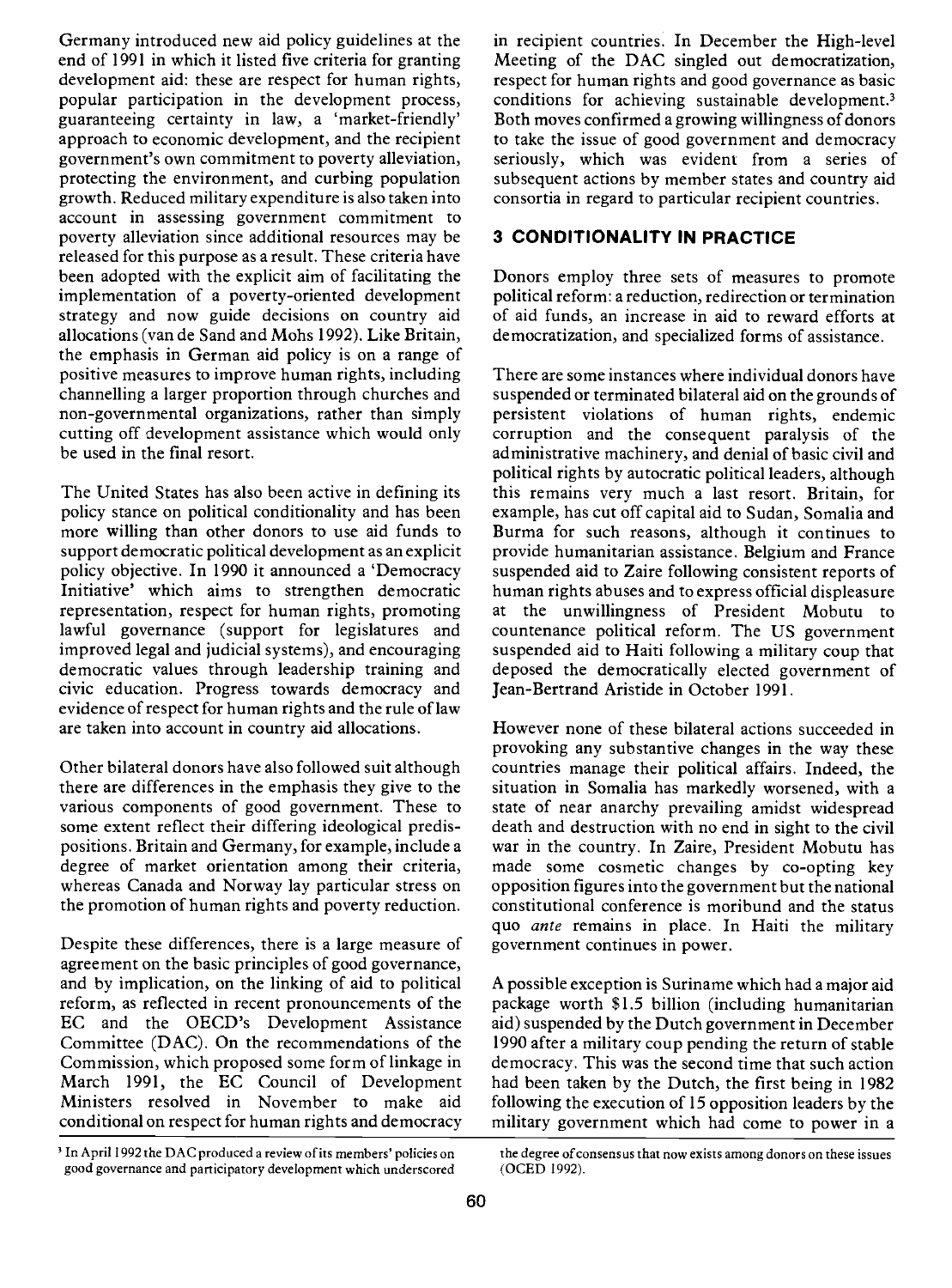Germany introduced new aid policy guidelines at the end of 1991 in which it listed five criteria for granting development aid: these are respect for human rights, popular participation in the development process, guaranteeing certainty in law, a 'market-friendly' approach to economic development, and the recipient government's own commitment to poverty alleviation, protecting the environment, and curbing population growth. Reduced military expenditure is also taken into account in assessing government commitment to poverty alleviation since additional resources may be released for this purpose as a result. These criteria have been adopted with the explicit aim of facilitating the implementation of a poverty-oriented development strategy and now guide decisions on country aid allocations (van de Sand and Mohs 1992). Like Britain, the emphasis in German aid policy is on a range of positive measures to improve human rights, including channelling a larger proportion through churches and non-governmental organizations, rather than simply cutting off development assistance which would only be used in the final resort.

The United States has also been active in defining its policy stance on political conditionality and has been more willing than other donors to use aid funds to support democratic political development as an explicit policy objective. In 1990 it announced a 'Democracy Initiative' which aims to strengthen democratic representation, respect for human rights, promoting lawful governance (support for legislatures and improved legal and judicial systems), and encouraging democratic values through leadership training and civic education. Progress towards democracy and evidence of respect for human rights and the rule of law are taken into account in country aid allocations.

Other bilateral donors have also followed suit although there are differences in the emphasis they give to the various components of good government. These to some extent reflect their differing ideological predispositions. Britain and Germany, for example, include a degree of market orientation among their criteria, whereas Canada and Norway lay particular stress on the promotion of human rights and poverty reduction.

Despite these differences, there is a large measure of agreement on the basic principles of good governance, and by implication, on the linking of aid to political reform, as reflected in recent pronouncements of the EC and the OECD's Development Assistance Committee (DAC). On the recommendations of the Commission, which proposed some form of linkage in March 1991, the EC Council of Development Ministers resolved in November to make aid conditional on respect for human rights and democracy in recipient countries. In December the High-level Meeting of the DAC singled out democratization, respect for human rights and good governance as basic conditions for achieving sustainable development.[3] Both moves confirmed a growing willingness of donors to take the issue of good government and democracy seriously, which was evident from a series of subsequent actions by member states and country aid consortia in regard to particular recipient countries.

## 3 CONDITIONALITY IN PRACTICE

Donors employ three sets of measures to promote political reform: a reduction, redirection or termination of aid funds, an increase in aid to reward efforts at democratization, and specialized forms of assistance.

There are some instances where individual donors have suspended or terminated bilateral aid on the grounds of persistent violations of human rights, endemic corruption and the consequent paralysis of the administrative machinery, and denial of basic civil and political rights by autocratic political leaders, although this remains very much a last resort. Britain, for example, has cut off capital aid to Sudan, Somalia and Burma for such reasons, although it continues to provide humanitarian assistance. Belgium and France suspended aid to Zaire following consistent reports of human rights abuses and to express official displeasure at the unwillingness of President Mobutu to countenance political reform. The US government suspended aid to Haiti following a military coup that deposed the democratically elected government of Jean-Bertrand Aristide in October 1991.

However none of these bilateral actions succeeded in provoking any substantive changes in the way these countries manage their political affairs. Indeed, the situation in Somalia has markedly worsened, with a state of near anarchy prevailing amidst widespread death and destruction with no end in sight to the civil war in the country. In Zaire, President Mobutu has made some cosmetic changes by co-opting key opposition figures into the government but the national constitutional conference is moribund and the status quo *ante* remains in place. In Haiti the military government continues in power.

A possible exception is Suriname which had a major aid package worth \$1.5 billion (including humanitarian aid) suspended by the Dutch government in December 1990 after a military coup pending the return of stable democracy. This was the second time that such action had been taken by the Dutch, the first being in 1982 following the execution of 15 opposition leaders by the military government which had come to power in a

[3] In April 1992 the DAC produced a review of its members' policies on good governance and participatory development which underscored the degree of consensus that now exists among donors on these issues (OCED 1992).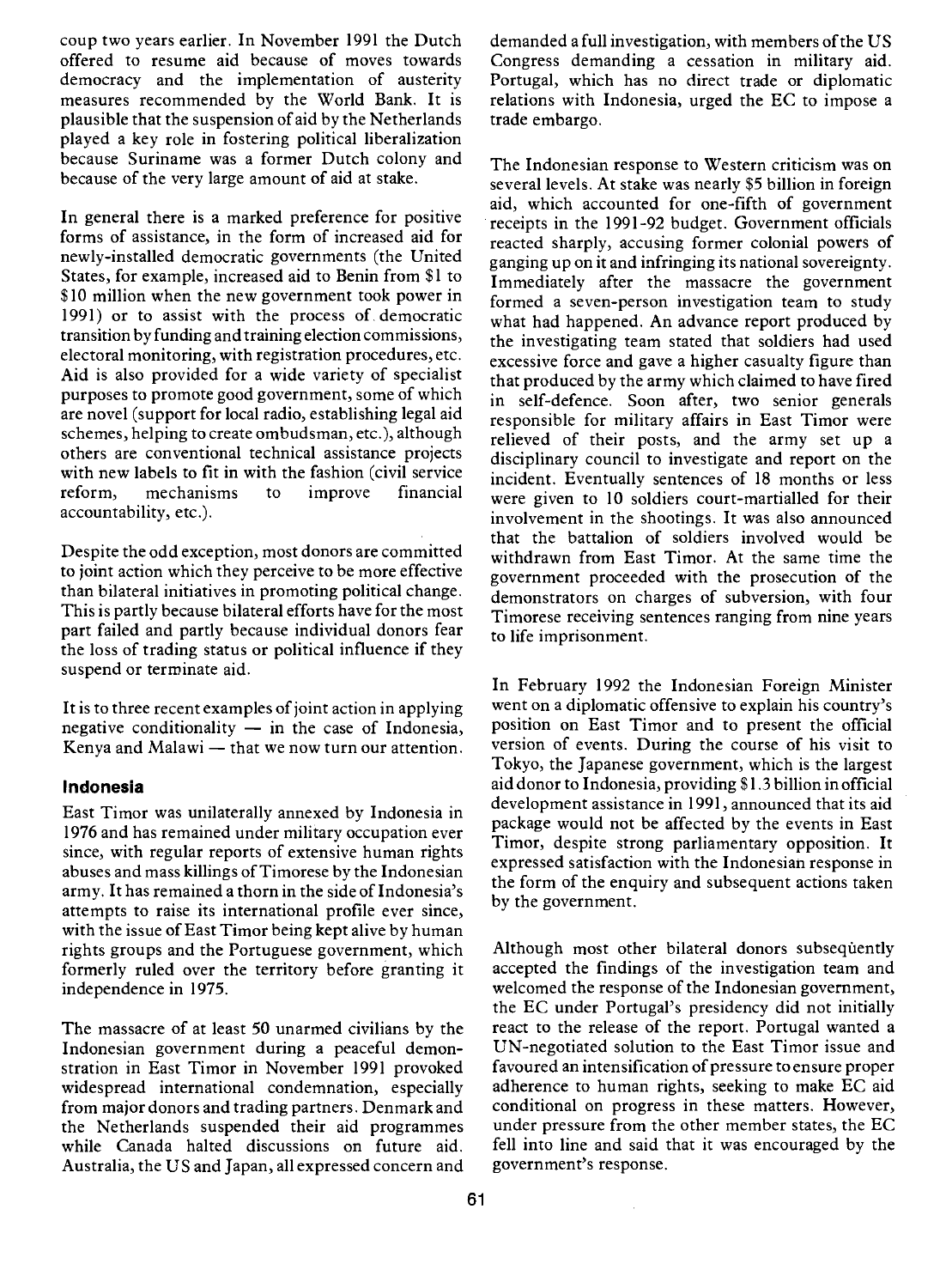coup two years earlier. In November 1991 the Dutch offered to resume aid because of moves towards democracy and the implementation of austerity measures recommended by the World Bank. It is plausible that the suspension of aid by the Netherlands played a key role in fostering political liberalization because Suriname was a former Dutch colony and because of the very large amount of aid at stake.

In general there is a marked preference for positive forms of assistance, in the form of increased aid for newly-installed democratic governments (the United States, for example, increased aid to Benin from $1 to $10 million when the new government took power in 1991) or to assist with the process of democratic transition by funding and training election commissions, electoral monitoring, with registration procedures, etc. Aid is also provided for a wide variety of specialist purposes to promote good government, some of which are novel (support for local radio, establishing legal aid schemes, helping to create ombudsman, etc.), although others are conventional technical assistance projects with new labels to fit in with the fashion (civil service reform, mechanisms to improve financial accountability, etc.).

Despite the odd exception, most donors are committed to joint action which they perceive to be more effective than bilateral initiatives in promoting political change. This is partly because bilateral efforts have for the most part failed and partly because individual donors fear the loss of trading status or political influence if they suspend or terminate aid.

It is to three recent examples of joint action in applying negative conditionality — in the case of Indonesia, Kenya and Malawi — that we now turn our attention.

### Indonesia

East Timor was unilaterally annexed by Indonesia in 1976 and has remained under military occupation ever since, with regular reports of extensive human rights abuses and mass killings of Timorese by the Indonesian army. It has remained a thorn in the side of Indonesia's attempts to raise its international profile ever since, with the issue of East Timor being kept alive by human rights groups and the Portuguese government, which formerly ruled over the territory before granting it independence in 1975.

The massacre of at least 50 unarmed civilians by the Indonesian government during a peaceful demonstration in East Timor in November 1991 provoked widespread international condemnation, especially from major donors and trading partners. Denmark and the Netherlands suspended their aid programmes while Canada halted discussions on future aid. Australia, the US and Japan, all expressed concern and demanded a full investigation, with members of the US Congress demanding a cessation in military aid. Portugal, which has no direct trade or diplomatic relations with Indonesia, urged the EC to impose a trade embargo.

The Indonesian response to Western criticism was on several levels. At stake was nearly $5 billion in foreign aid, which accounted for one-fifth of government receipts in the 1991-92 budget. Government officials reacted sharply, accusing former colonial powers of ganging up on it and infringing its national sovereignty. Immediately after the massacre the government formed a seven-person investigation team to study what had happened. An advance report produced by the investigating team stated that soldiers had used excessive force and gave a higher casualty figure than that produced by the army which claimed to have fired in self-defence. Soon after, two senior generals responsible for military affairs in East Timor were relieved of their posts, and the army set up a disciplinary council to investigate and report on the incident. Eventually sentences of 18 months or less were given to 10 soldiers court-martialled for their involvement in the shootings. It was also announced that the battalion of soldiers involved would be withdrawn from East Timor. At the same time the government proceeded with the prosecution of the demonstrators on charges of subversion, with four Timorese receiving sentences ranging from nine years to life imprisonment.

In February 1992 the Indonesian Foreign Minister went on a diplomatic offensive to explain his country's position on East Timor and to present the official version of events. During the course of his visit to Tokyo, the Japanese government, which is the largest aid donor to Indonesia, providing $1.3 billion in official development assistance in 1991, announced that its aid package would not be affected by the events in East Timor, despite strong parliamentary opposition. It expressed satisfaction with the Indonesian response in the form of the enquiry and subsequent actions taken by the government.

Although most other bilateral donors subsequently accepted the findings of the investigation team and welcomed the response of the Indonesian government, the EC under Portugal's presidency did not initially react to the release of the report. Portugal wanted a UN-negotiated solution to the East Timor issue and favoured an intensification of pressure to ensure proper adherence to human rights, seeking to make EC aid conditional on progress in these matters. However, under pressure from the other member states, the EC fell into line and said that it was encouraged by the government's response.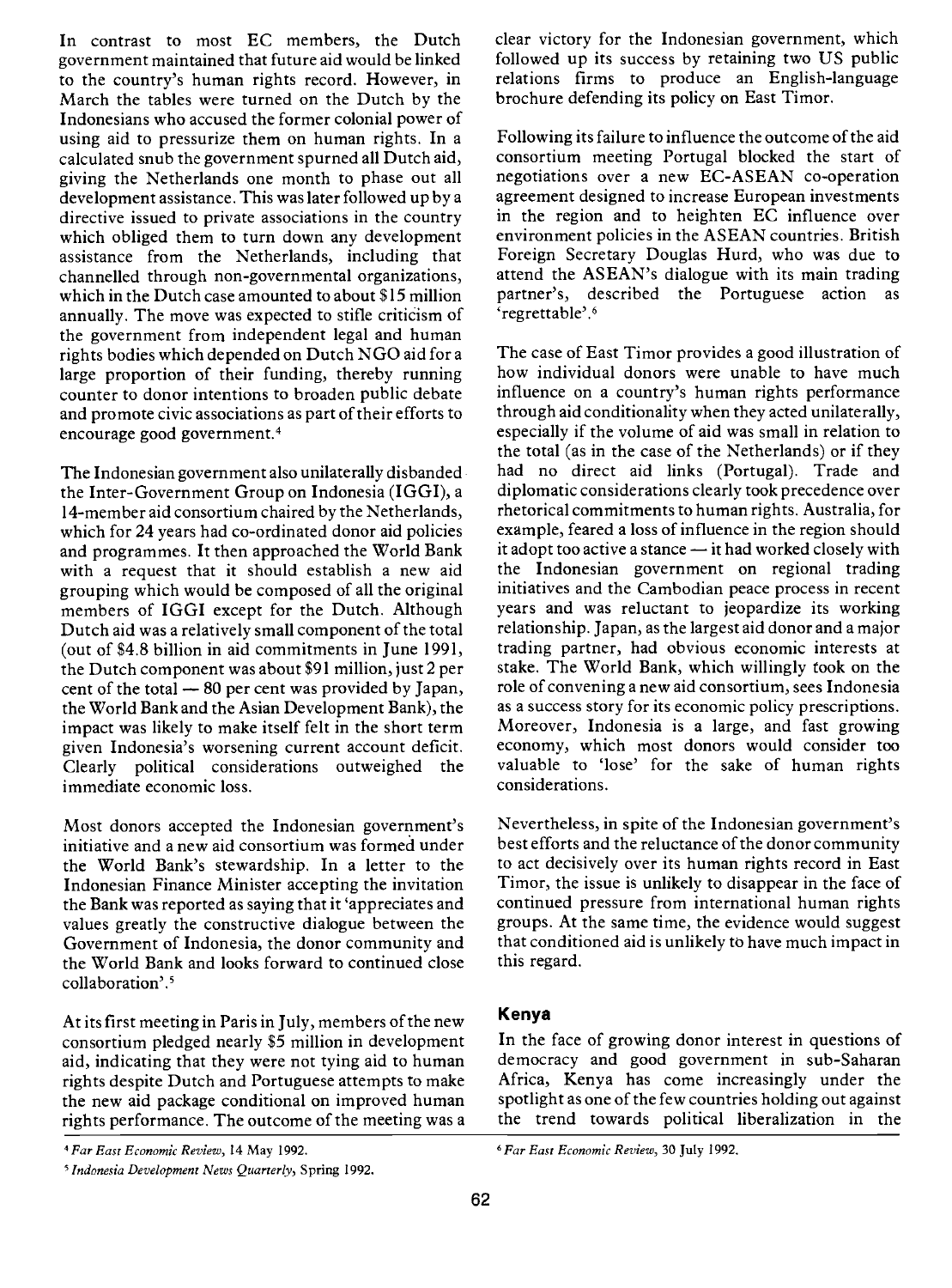In contrast to most EC members, the Dutch government maintained that future aid would be linked to the country's human rights record. However, in March the tables were turned on the Dutch by the Indonesians who accused the former colonial power of using aid to pressurize them on human rights. In a calculated snub the government spurned all Dutch aid, giving the Netherlands one month to phase out all development assistance. This was later followed up by a directive issued to private associations in the country which obliged them to turn down any development assistance from the Netherlands, including that channelled through non-governmental organizations, which in the Dutch case amounted to about \$15 million annually. The move was expected to stifle criticism of the government from independent legal and human rights bodies which depended on Dutch NGO aid for a large proportion of their funding, thereby running counter to donor intentions to broaden public debate and promote civic associations as part of their efforts to encourage good government.[4]

The Indonesian government also unilaterally disbanded the Inter-Government Group on Indonesia (IGGI), a 14-member aid consortium chaired by the Netherlands, which for 24 years had co-ordinated donor aid policies and programmes. It then approached the World Bank with a request that it should establish a new aid grouping which would be composed of all the original members of IGGI except for the Dutch. Although Dutch aid was a relatively small component of the total (out of \$4.8 billion in aid commitments in June 1991, the Dutch component was about \$91 million, just 2 per cent of the total — 80 per cent was provided by Japan, the World Bank and the Asian Development Bank), the impact was likely to make itself felt in the short term given Indonesia's worsening current account deficit. Clearly political considerations outweighed the immediate economic loss.

Most donors accepted the Indonesian government's initiative and a new aid consortium was formed under the World Bank's stewardship. In a letter to the Indonesian Finance Minister accepting the invitation the Bank was reported as saying that it 'appreciates and values greatly the constructive dialogue between the Government of Indonesia, the donor community and the World Bank and looks forward to continued close collaboration'.[5]

At its first meeting in Paris in July, members of the new consortium pledged nearly \$5 million in development aid, indicating that they were not tying aid to human rights despite Dutch and Portuguese attempts to make the new aid package conditional on improved human rights performance. The outcome of the meeting was a clear victory for the Indonesian government, which followed up its success by retaining two US public relations firms to produce an English-language brochure defending its policy on East Timor.

Following its failure to influence the outcome of the aid consortium meeting Portugal blocked the start of negotiations over a new EC-ASEAN co-operation agreement designed to increase European investments in the region and to heighten EC influence over environment policies in the ASEAN countries. British Foreign Secretary Douglas Hurd, who was due to attend the ASEAN's dialogue with its main trading partner's, described the Portuguese action as 'regrettable'.[6]

The case of East Timor provides a good illustration of how individual donors were unable to have much influence on a country's human rights performance through aid conditionality when they acted unilaterally, especially if the volume of aid was small in relation to the total (as in the case of the Netherlands) or if they had no direct aid links (Portugal). Trade and diplomatic considerations clearly took precedence over rhetorical commitments to human rights. Australia, for example, feared a loss of influence in the region should it adopt too active a stance — it had worked closely with the Indonesian government on regional trading initiatives and the Cambodian peace process in recent years and was reluctant to jeopardize its working relationship. Japan, as the largest aid donor and a major trading partner, had obvious economic interests at stake. The World Bank, which willingly took on the role of convening a new aid consortium, sees Indonesia as a success story for its economic policy prescriptions. Moreover, Indonesia is a large, and fast growing economy, which most donors would consider too valuable to 'lose' for the sake of human rights considerations.

Nevertheless, in spite of the Indonesian government's best efforts and the reluctance of the donor community to act decisively over its human rights record in East Timor, the issue is unlikely to disappear in the face of continued pressure from international human rights groups. At the same time, the evidence would suggest that conditioned aid is unlikely to have much impact in this regard.

## Kenya

In the face of growing donor interest in questions of democracy and good government in sub-Saharan Africa, Kenya has come increasingly under the spotlight as one of the few countries holding out against the trend towards political liberalization in the

[4] *Far East Economic Review*, 14 May 1992.

[5] *Indonesia Development News Quarterly*, Spring 1992.

[6] *Far East Economic Review*, 30 July 1992.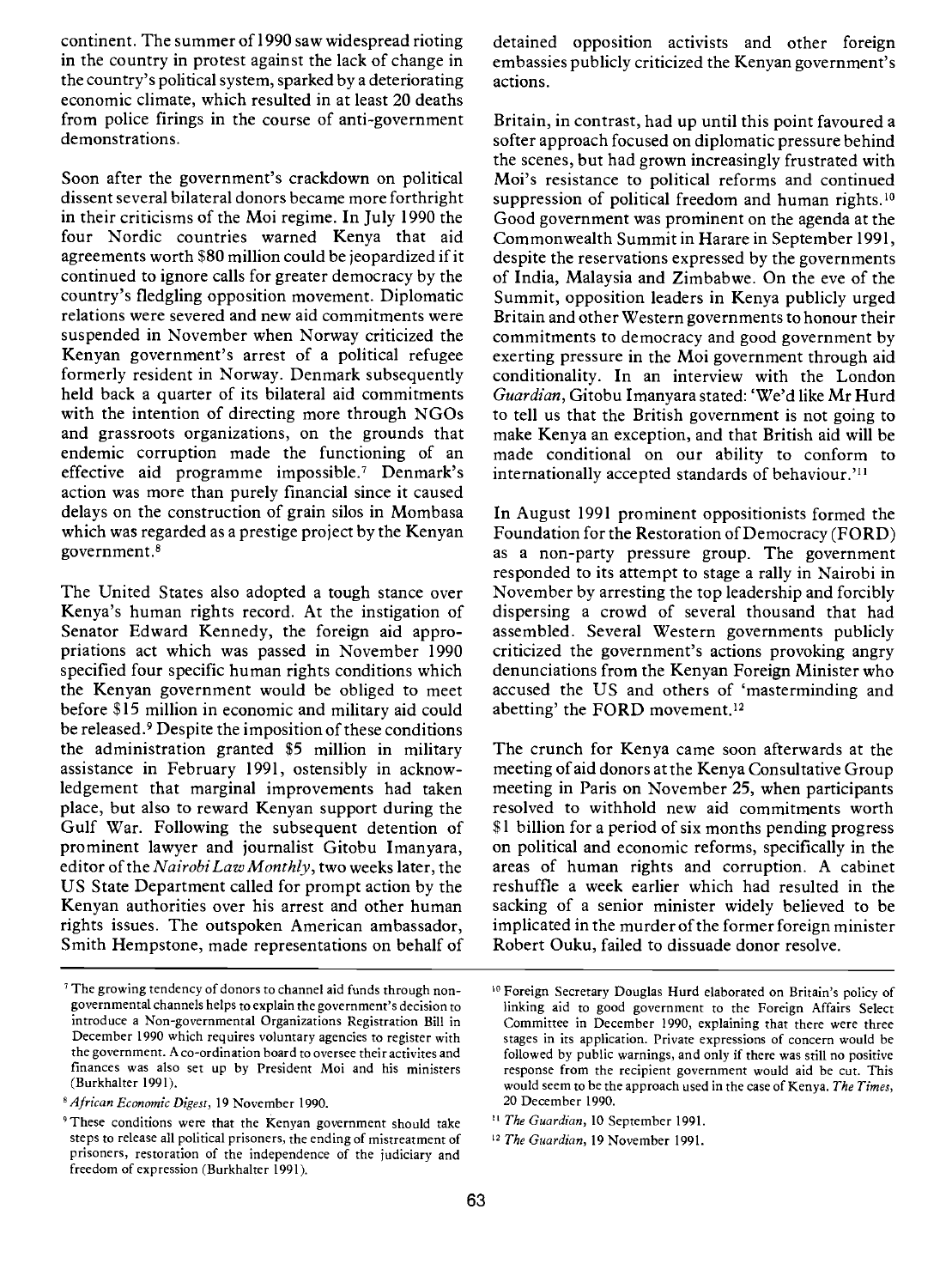continent. The summer of 1990 saw widespread rioting in the country in protest against the lack of change in the country's political system, sparked by a deteriorating economic climate, which resulted in at least 20 deaths from police firings in the course of anti-government demonstrations.

Soon after the government's crackdown on political dissent several bilateral donors became more forthright in their criticisms of the Moi regime. In July 1990 the four Nordic countries warned Kenya that aid agreements worth $80 million could be jeopardized if it continued to ignore calls for greater democracy by the country's fledgling opposition movement. Diplomatic relations were severed and new aid commitments were suspended in November when Norway criticized the Kenyan government's arrest of a political refugee formerly resident in Norway. Denmark subsequently held back a quarter of its bilateral aid commitments with the intention of directing more through NGOs and grassroots organizations, on the grounds that endemic corruption made the functioning of an effective aid programme impossible.[7] Denmark's action was more than purely financial since it caused delays on the construction of grain silos in Mombasa which was regarded as a prestige project by the Kenyan government.[8]

The United States also adopted a tough stance over Kenya's human rights record. At the instigation of Senator Edward Kennedy, the foreign aid appropriations act which was passed in November 1990 specified four specific human rights conditions which the Kenyan government would be obliged to meet before $15 million in economic and military aid could be released.[9] Despite the imposition of these conditions the administration granted $5 million in military assistance in February 1991, ostensibly in acknowledgement that marginal improvements had taken place, but also to reward Kenyan support during the Gulf War. Following the subsequent detention of prominent lawyer and journalist Gitobu Imanyara, editor of the *Nairobi Law Monthly*, two weeks later, the US State Department called for prompt action by the Kenyan authorities over his arrest and other human rights issues. The outspoken American ambassador, Smith Hempstone, made representations on behalf of detained opposition activists and other foreign embassies publicly criticized the Kenyan government's actions.

Britain, in contrast, had up until this point favoured a softer approach focused on diplomatic pressure behind the scenes, but had grown increasingly frustrated with Moi's resistance to political reforms and continued suppression of political freedom and human rights.[10] Good government was prominent on the agenda at the Commonwealth Summit in Harare in September 1991, despite the reservations expressed by the governments of India, Malaysia and Zimbabwe. On the eve of the Summit, opposition leaders in Kenya publicly urged Britain and other Western governments to honour their commitments to democracy and good government by exerting pressure in the Moi government through aid conditionality. In an interview with the London *Guardian*, Gitobu Imanyara stated: 'We'd like Mr Hurd to tell us that the British government is not going to make Kenya an exception, and that British aid will be made conditional on our ability to conform to internationally accepted standards of behaviour.'[11]

In August 1991 prominent oppositionists formed the Foundation for the Restoration of Democracy (FORD) as a non-party pressure group. The government responded to its attempt to stage a rally in Nairobi in November by arresting the top leadership and forcibly dispersing a crowd of several thousand that had assembled. Several Western governments publicly criticized the government's actions provoking angry denunciations from the Kenyan Foreign Minister who accused the US and others of 'masterminding and abetting' the FORD movement.[12]

The crunch for Kenya came soon afterwards at the meeting of aid donors at the Kenya Consultative Group meeting in Paris on November 25, when participants resolved to withhold new aid commitments worth $1 billion for a period of six months pending progress on political and economic reforms, specifically in the areas of human rights and corruption. A cabinet reshuffle a week earlier which had resulted in the sacking of a senior minister widely believed to be implicated in the murder of the former foreign minister Robert Ouku, failed to dissuade donor resolve.

---

[7] The growing tendency of donors to channel aid funds through non-governmental channels helps to explain the government's decision to introduce a Non-governmental Organizations Registration Bill in December 1990 which requires voluntary agencies to register with the government. A co-ordination board to oversee their activites and finances was also set up by President Moi and his ministers (Burkhalter 1991).

[8] *African Economic Digest*, 19 November 1990.

[9] These conditions were that the Kenyan government should take steps to release all political prisoners, the ending of mistreatment of prisoners, restoration of the independence of the judiciary and freedom of expression (Burkhalter 1991).

[10] Foreign Secretary Douglas Hurd elaborated on Britain's policy of linking aid to good government to the Foreign Affairs Select Committee in December 1990, explaining that there were three stages in its application. Private expressions of concern would be followed by public warnings, and only if there was still no positive response from the recipient government would aid be cut. This would seem to be the approach used in the case of Kenya. *The Times*, 20 December 1990.

[11] *The Guardian*, 10 September 1991.

[12] *The Guardian*, 19 November 1991.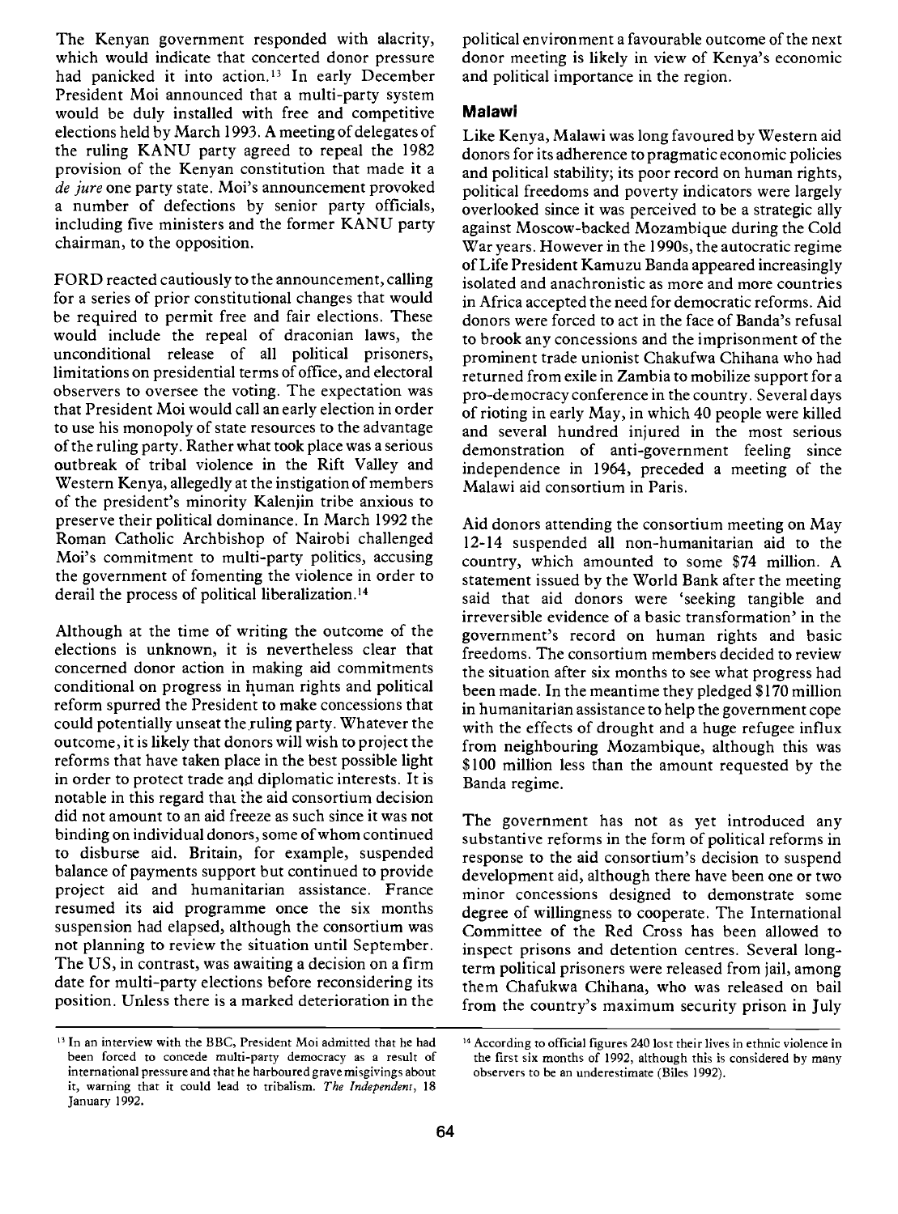The Kenyan government responded with alacrity, which would indicate that concerted donor pressure had panicked it into action.[13] In early December President Moi announced that a multi-party system would be duly installed with free and competitive elections held by March 1993. A meeting of delegates of the ruling KANU party agreed to repeal the 1982 provision of the Kenyan constitution that made it a *de jure* one party state. Moi's announcement provoked a number of defections by senior party officials, including five ministers and the former KANU party chairman, to the opposition.

FORD reacted cautiously to the announcement, calling for a series of prior constitutional changes that would be required to permit free and fair elections. These would include the repeal of draconian laws, the unconditional release of all political prisoners, limitations on presidential terms of office, and electoral observers to oversee the voting. The expectation was that President Moi would call an early election in order to use his monopoly of state resources to the advantage of the ruling party. Rather what took place was a serious outbreak of tribal violence in the Rift Valley and Western Kenya, allegedly at the instigation of members of the president's minority Kalenjin tribe anxious to preserve their political dominance. In March 1992 the Roman Catholic Archbishop of Nairobi challenged Moi's commitment to multi-party politics, accusing the government of fomenting the violence in order to derail the process of political liberalization.[14]

Although at the time of writing the outcome of the elections is unknown, it is nevertheless clear that concerned donor action in making aid commitments conditional on progress in human rights and political reform spurred the President to make concessions that could potentially unseat the ruling party. Whatever the outcome, it is likely that donors will wish to project the reforms that have taken place in the best possible light in order to protect trade and diplomatic interests. It is notable in this regard that the aid consortium decision did not amount to an aid freeze as such since it was not binding on individual donors, some of whom continued to disburse aid. Britain, for example, suspended balance of payments support but continued to provide project aid and humanitarian assistance. France resumed its aid programme once the six months suspension had elapsed, although the consortium was not planning to review the situation until September. The US, in contrast, was awaiting a decision on a firm date for multi-party elections before reconsidering its position. Unless there is a marked deterioration in the political environment a favourable outcome of the next donor meeting is likely in view of Kenya's economic and political importance in the region.

### Malawi

Like Kenya, Malawi was long favoured by Western aid donors for its adherence to pragmatic economic policies and political stability; its poor record on human rights, political freedoms and poverty indicators were largely overlooked since it was perceived to be a strategic ally against Moscow-backed Mozambique during the Cold War years. However in the 1990s, the autocratic regime of Life President Kamuzu Banda appeared increasingly isolated and anachronistic as more and more countries in Africa accepted the need for democratic reforms. Aid donors were forced to act in the face of Banda's refusal to brook any concessions and the imprisonment of the prominent trade unionist Chakufwa Chihana who had returned from exile in Zambia to mobilize support for a pro-democracy conference in the country. Several days of rioting in early May, in which 40 people were killed and several hundred injured in the most serious demonstration of anti-government feeling since independence in 1964, preceded a meeting of the Malawi aid consortium in Paris.

Aid donors attending the consortium meeting on May 12-14 suspended all non-humanitarian aid to the country, which amounted to some \$74 million. A statement issued by the World Bank after the meeting said that aid donors were 'seeking tangible and irreversible evidence of a basic transformation' in the government's record on human rights and basic freedoms. The consortium members decided to review the situation after six months to see what progress had been made. In the meantime they pledged \$170 million in humanitarian assistance to help the government cope with the effects of drought and a huge refugee influx from neighbouring Mozambique, although this was \$100 million less than the amount requested by the Banda regime.

The government has not as yet introduced any substantive reforms in the form of political reforms in response to the aid consortium's decision to suspend development aid, although there have been one or two minor concessions designed to demonstrate some degree of willingness to cooperate. The International Committee of the Red Cross has been allowed to inspect prisons and detention centres. Several long-term political prisoners were released from jail, among them Chafukwa Chihana, who was released on bail from the country's maximum security prison in July

---

[13] In an interview with the BBC, President Moi admitted that he had been forced to concede multi-party democracy as a result of international pressure and that he harboured grave misgivings about it, warning that it could lead to tribalism. *The Independent*, 18 January 1992.

[14] According to official figures 240 lost their lives in ethnic violence in the first six months of 1992, although this is considered by many observers to be an underestimate (Biles 1992).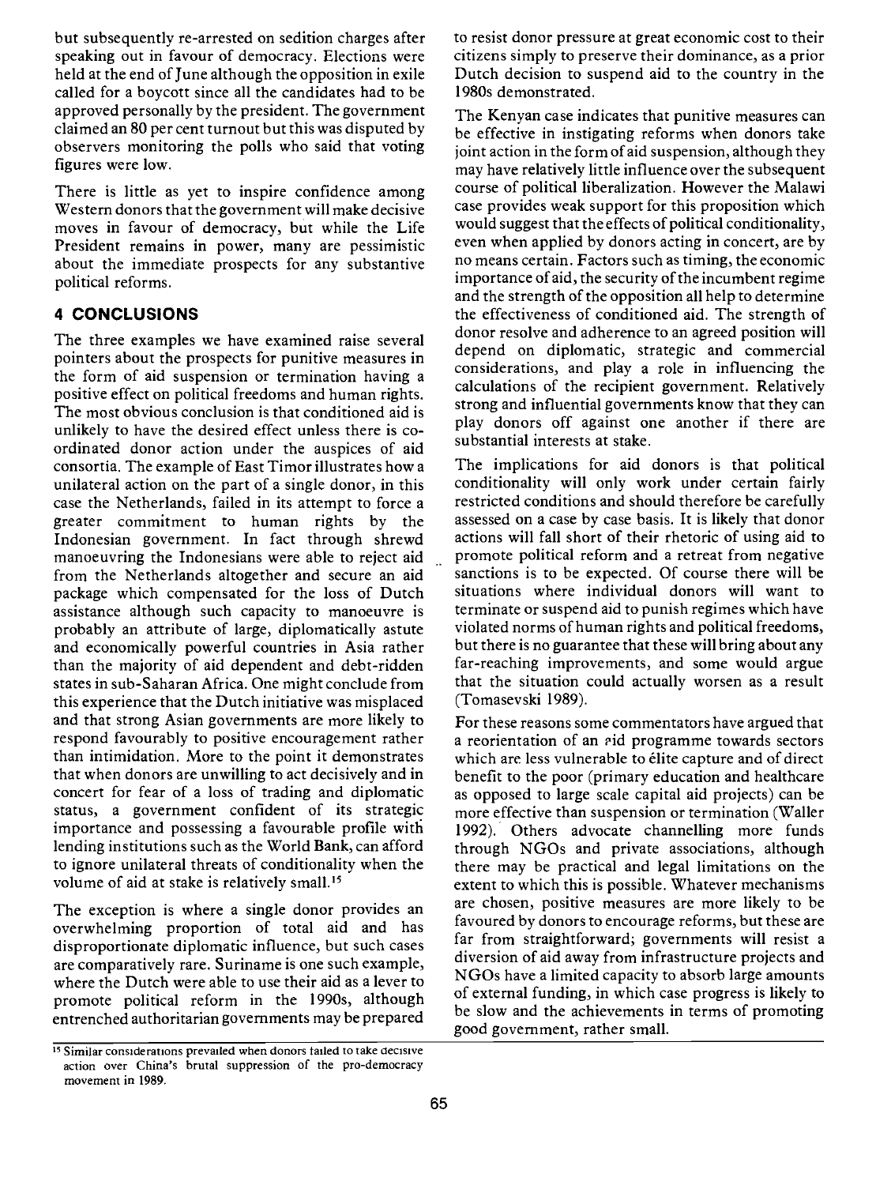but subsequently re-arrested on sedition charges after speaking out in favour of democracy. Elections were held at the end of June although the opposition in exile called for a boycott since all the candidates had to be approved personally by the president. The government claimed an 80 per cent turnout but this was disputed by observers monitoring the polls who said that voting figures were low.

There is little as yet to inspire confidence among Western donors that the government will make decisive moves in favour of democracy, but while the Life President remains in power, many are pessimistic about the immediate prospects for any substantive political reforms.

## 4 CONCLUSIONS

The three examples we have examined raise several pointers about the prospects for punitive measures in the form of aid suspension or termination having a positive effect on political freedoms and human rights. The most obvious conclusion is that conditioned aid is unlikely to have the desired effect unless there is co-ordinated donor action under the auspices of aid consortia. The example of East Timor illustrates how a unilateral action on the part of a single donor, in this case the Netherlands, failed in its attempt to force a greater commitment to human rights by the Indonesian government. In fact through shrewd manoeuvring the Indonesians were able to reject aid from the Netherlands altogether and secure an aid package which compensated for the loss of Dutch assistance although such capacity to manoeuvre is probably an attribute of large, diplomatically astute and economically powerful countries in Asia rather than the majority of aid dependent and debt-ridden states in sub-Saharan Africa. One might conclude from this experience that the Dutch initiative was misplaced and that strong Asian governments are more likely to respond favourably to positive encouragement rather than intimidation. More to the point it demonstrates that when donors are unwilling to act decisively and in concert for fear of a loss of trading and diplomatic status, a government confident of its strategic importance and possessing a favourable profile with lending institutions such as the World Bank, can afford to ignore unilateral threats of conditionality when the volume of aid at stake is relatively small.[15]

The exception is where a single donor provides an overwhelming proportion of total aid and has disproportionate diplomatic influence, but such cases are comparatively rare. Suriname is one such example, where the Dutch were able to use their aid as a lever to promote political reform in the 1990s, although entrenched authoritarian governments may be prepared to resist donor pressure at great economic cost to their citizens simply to preserve their dominance, as a prior Dutch decision to suspend aid to the country in the 1980s demonstrated.

The Kenyan case indicates that punitive measures can be effective in instigating reforms when donors take joint action in the form of aid suspension, although they may have relatively little influence over the subsequent course of political liberalization. However the Malawi case provides weak support for this proposition which would suggest that the effects of political conditionality, even when applied by donors acting in concert, are by no means certain. Factors such as timing, the economic importance of aid, the security of the incumbent regime and the strength of the opposition all help to determine the effectiveness of conditioned aid. The strength of donor resolve and adherence to an agreed position will depend on diplomatic, strategic and commercial considerations, and play a role in influencing the calculations of the recipient government. Relatively strong and influential governments know that they can play donors off against one another if there are substantial interests at stake.

The implications for aid donors is that political conditionality will only work under certain fairly restricted conditions and should therefore be carefully assessed on a case by case basis. It is likely that donor actions will fall short of their rhetoric of using aid to promote political reform and a retreat from negative sanctions is to be expected. Of course there will be situations where individual donors will want to terminate or suspend aid to punish regimes which have violated norms of human rights and political freedoms, but there is no guarantee that these will bring about any far-reaching improvements, and some would argue that the situation could actually worsen as a result (Tomasevski 1989).

For these reasons some commentators have argued that a reorientation of an aid programme towards sectors which are less vulnerable to élite capture and of direct benefit to the poor (primary education and healthcare as opposed to large scale capital aid projects) can be more effective than suspension or termination (Waller 1992). Others advocate channelling more funds through NGOs and private associations, although there may be practical and legal limitations on the extent to which this is possible. Whatever mechanisms are chosen, positive measures are more likely to be favoured by donors to encourage reforms, but these are far from straightforward; governments will resist a diversion of aid away from infrastructure projects and NGOs have a limited capacity to absorb large amounts of external funding, in which case progress is likely to be slow and the achievements in terms of promoting good government, rather small.

[15] Similar considerations prevailed when donors failed to take decisive action over China's brutal suppression of the pro-democracy movement in 1989.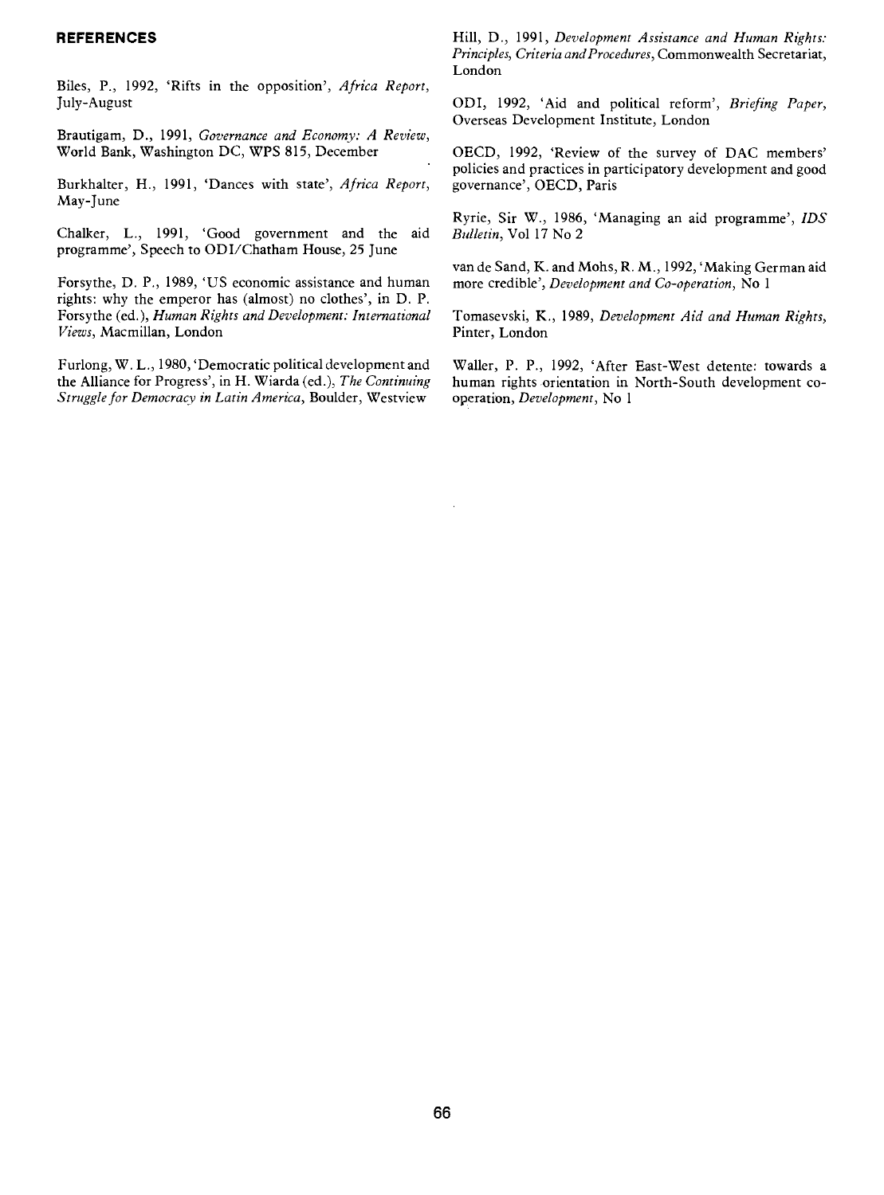## REFERENCES

Biles, P., 1992, 'Rifts in the opposition', *Africa Report*, July-August

Brautigam, D., 1991, *Governance and Economy: A Review*, World Bank, Washington DC, WPS 815, December

Burkhalter, H., 1991, 'Dances with state', *Africa Report*, May-June

Chalker, L., 1991, 'Good government and the aid programme', Speech to ODI/Chatham House, 25 June

Forsythe, D. P., 1989, 'US economic assistance and human rights: why the emperor has (almost) no clothes', in D. P. Forsythe (ed.), *Human Rights and Development: International Views*, Macmillan, London

Furlong, W. L., 1980, 'Democratic political development and the Alliance for Progress', in H. Wiarda (ed.), *The Continuing Struggle for Democracy in Latin America*, Boulder, Westview

Hill, D., 1991, *Development Assistance and Human Rights: Principles, Criteria and Procedures*, Commonwealth Secretariat, London

ODI, 1992, 'Aid and political reform', *Briefing Paper*, Overseas Development Institute, London

OECD, 1992, 'Review of the survey of DAC members' policies and practices in participatory development and good governance', OECD, Paris

Ryrie, Sir W., 1986, 'Managing an aid programme', *IDS Bulletin*, Vol 17 No 2

van de Sand, K. and Mohs, R. M., 1992, 'Making German aid more credible', *Development and Co-operation*, No 1

Tomasevski, K., 1989, *Development Aid and Human Rights*, Pinter, London

Waller, P. P., 1992, 'After East-West detente: towards a human rights orientation in North-South development co-operation, *Development*, No 1